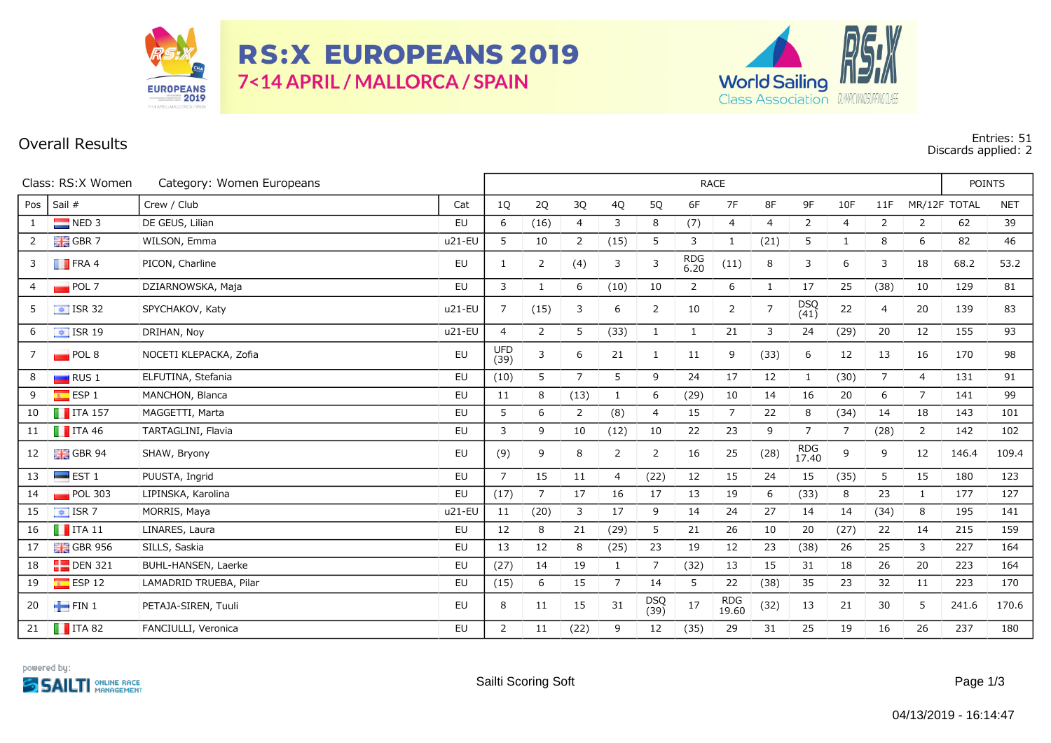# RS:X EUROPEANS 2019

**7<14 APRIL / MALLORCA / SPAIN**

World Sailing Class Association

## Overall Results

Entries: 51
Discards applied: 2

Class: RS:X Women Category: Women Europeans

| Pos | Sail # | Crew / Club | Cat | 1Q | 2Q | 3Q | 4Q | 5Q | 6F | 7F | 8F | 9F | 10F | 11F | MR/12F | TOTAL | NET |
|---|---|---|---|---|---|---|---|---|---|---|---|---|---|---|---|---|---|
| 1 | NED 3 | DE GEUS, Lilian | EU | 6 | (16) | 4 | 3 | 8 | (7) | 4 | 4 | 2 | 4 | 2 | 2 | 62 | 39 |
| 2 | GBR 7 | WILSON, Emma | u21-EU | 5 | 10 | 2 | (15) | 5 | 3 | 1 | (21) | 5 | 1 | 8 | 6 | 82 | 46 |
| 3 | FRA 4 | PICON, Charline | EU | 1 | 2 | (4) | 3 | 3 | RDG 6.20 | (11) | 8 | 3 | 6 | 3 | 18 | 68.2 | 53.2 |
| 4 | POL 7 | DZIARNOWSKA, Maja | EU | 3 | 1 | 6 | (10) | 10 | 2 | 6 | 1 | 17 | 25 | (38) | 10 | 129 | 81 |
| 5 | ISR 32 | SPYCHAKOV, Katy | u21-EU | 7 | (15) | 3 | 6 | 2 | 10 | 2 | 7 | DSQ (41) | 22 | 4 | 20 | 139 | 83 |
| 6 | ISR 19 | DRIHAN, Noy | u21-EU | 4 | 2 | 5 | (33) | 1 | 1 | 21 | 3 | 24 | (29) | 20 | 12 | 155 | 93 |
| 7 | POL 8 | NOCETI KLEPACKA, Zofia | EU | UFD (39) | 3 | 6 | 21 | 1 | 11 | 9 | (33) | 6 | 12 | 13 | 16 | 170 | 98 |
| 8 | RUS 1 | ELFUTINA, Stefania | EU | (10) | 5 | 7 | 5 | 9 | 24 | 17 | 12 | 1 | (30) | 7 | 4 | 131 | 91 |
| 9 | ESP 1 | MANCHON, Blanca | EU | 11 | 8 | (13) | 1 | 6 | (29) | 10 | 14 | 16 | 20 | 6 | 7 | 141 | 99 |
| 10 | ITA 157 | MAGGETTI, Marta | EU | 5 | 6 | 2 | (8) | 4 | 15 | 7 | 22 | 8 | (34) | 14 | 18 | 143 | 101 |
| 11 | ITA 46 | TARTAGLINI, Flavia | EU | 3 | 9 | 10 | (12) | 10 | 22 | 23 | 9 | 7 | 7 | (28) | 2 | 142 | 102 |
| 12 | GBR 94 | SHAW, Bryony | EU | (9) | 9 | 8 | 2 | 2 | 16 | 25 | (28) | RDG 17.40 | 9 | 9 | 12 | 146.4 | 109.4 |
| 13 | EST 1 | PUUSTA, Ingrid | EU | 7 | 15 | 11 | 4 | (22) | 12 | 15 | 24 | 15 | (35) | 5 | 15 | 180 | 123 |
| 14 | POL 303 | LIPINSKA, Karolina | EU | (17) | 7 | 17 | 16 | 17 | 13 | 19 | 6 | (33) | 8 | 23 | 1 | 177 | 127 |
| 15 | ISR 7 | MORRIS, Maya | u21-EU | 11 | (20) | 3 | 17 | 9 | 14 | 24 | 27 | 14 | 14 | (34) | 8 | 195 | 141 |
| 16 | ITA 11 | LINARES, Laura | EU | 12 | 8 | 21 | (29) | 5 | 21 | 26 | 10 | 20 | (27) | 22 | 14 | 215 | 159 |
| 17 | GBR 956 | SILLS, Saskia | EU | 13 | 12 | 8 | (25) | 23 | 19 | 12 | 23 | (38) | 26 | 25 | 3 | 227 | 164 |
| 18 | DEN 321 | BUHL-HANSEN, Laerke | EU | (27) | 14 | 19 | 1 | 7 | (32) | 13 | 15 | 31 | 18 | 26 | 20 | 223 | 164 |
| 19 | ESP 12 | LAMADRID TRUEBA, Pilar | EU | (15) | 6 | 15 | 7 | 14 | 5 | 22 | (38) | 35 | 23 | 32 | 11 | 223 | 170 |
| 20 | FIN 1 | PETAJA-SIREN, Tuuli | EU | 8 | 11 | 15 | 31 | DSQ (39) | 17 | RDG 19.60 | (32) | 13 | 21 | 30 | 5 | 241.6 | 170.6 |
| 21 | ITA 82 | FANCIULLI, Veronica | EU | 2 | 11 | (22) | 9 | 12 | (35) | 29 | 31 | 25 | 19 | 16 | 26 | 237 | 180 |

powered by: SAILTI ONLINE RACE MANAGEMENT

Sailti Scoring Soft

04/13/2019 - 16:14:47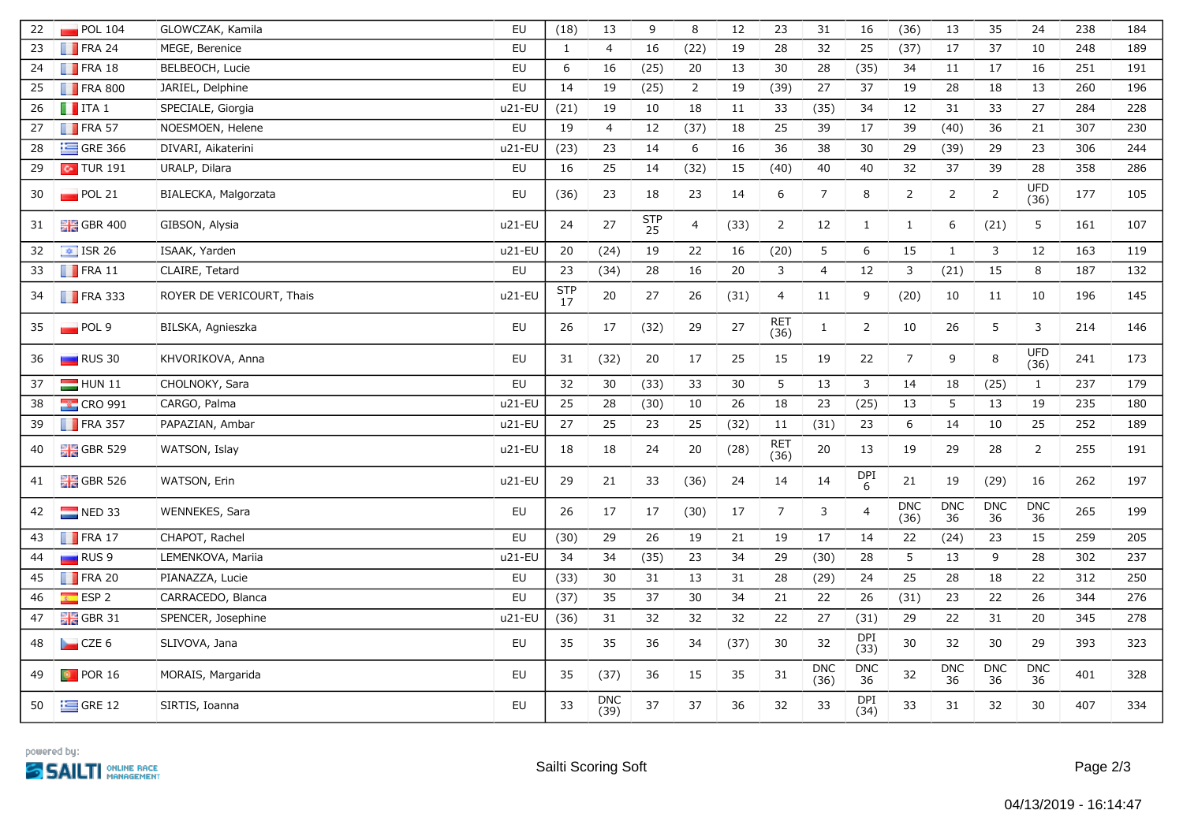| 22 | POL 104 | GLOWCZAK, Kamila | EU | (18) | 13 | 9 | 8 | 12 | 23 | 31 | 16 | (36) | 13 | 35 | 24 | 238 | 184 |
|---|---|---|---|---|---|---|---|---|---|---|---|---|---|---|---|---|---|
| 23 | FRA 24 | MEGE, Berenice | EU | 1 | 4 | 16 | (22) | 19 | 28 | 32 | 25 | (37) | 17 | 37 | 10 | 248 | 189 |
| 24 | FRA 18 | BELBEOCH, Lucie | EU | 6 | 16 | (25) | 20 | 13 | 30 | 28 | (35) | 34 | 11 | 17 | 16 | 251 | 191 |
| 25 | FRA 800 | JARIEL, Delphine | EU | 14 | 19 | (25) | 2 | 19 | (39) | 27 | 37 | 19 | 28 | 18 | 13 | 260 | 196 |
| 26 | ITA 1 | SPECIALE, Giorgia | u21-EU | (21) | 19 | 10 | 18 | 11 | 33 | (35) | 34 | 12 | 31 | 33 | 27 | 284 | 228 |
| 27 | FRA 57 | NOESMOEN, Helene | EU | 19 | 4 | 12 | (37) | 18 | 25 | 39 | 17 | 39 | (40) | 36 | 21 | 307 | 230 |
| 28 | GRE 366 | DIVARI, Aikaterini | u21-EU | (23) | 23 | 14 | 6 | 16 | 36 | 38 | 30 | 29 | (39) | 29 | 23 | 306 | 244 |
| 29 | TUR 191 | URALP, Dilara | EU | 16 | 25 | 14 | (32) | 15 | (40) | 40 | 40 | 32 | 37 | 39 | 28 | 358 | 286 |
| 30 | POL 21 | BIALECKA, Malgorzata | EU | (36) | 23 | 18 | 23 | 14 | 6 | 7 | 8 | 2 | 2 | 2 | UFD (36) | 177 | 105 |
| 31 | GBR 400 | GIBSON, Alysia | u21-EU | 24 | 27 | STP 25 | 4 | (33) | 2 | 12 | 1 | 1 | 6 | (21) | 5 | 161 | 107 |
| 32 | ISR 26 | ISAAK, Yarden | u21-EU | 20 | (24) | 19 | 22 | 16 | (20) | 5 | 6 | 15 | 1 | 3 | 12 | 163 | 119 |
| 33 | FRA 11 | CLAIRE, Tetard | EU | 23 | (34) | 28 | 16 | 20 | 3 | 4 | 12 | 3 | (21) | 15 | 8 | 187 | 132 |
| 34 | FRA 333 | ROYER DE VERICOURT, Thais | u21-EU | STP 17 | 20 | 27 | 26 | (31) | 4 | 11 | 9 | (20) | 10 | 11 | 10 | 196 | 145 |
| 35 | POL 9 | BILSKA, Agnieszka | EU | 26 | 17 | (32) | 29 | 27 | RET (36) | 1 | 2 | 10 | 26 | 5 | 3 | 214 | 146 |
| 36 | RUS 30 | KHVORIKOVA, Anna | EU | 31 | (32) | 20 | 17 | 25 | 15 | 19 | 22 | 7 | 9 | 8 | UFD (36) | 241 | 173 |
| 37 | HUN 11 | CHOLNOKY, Sara | EU | 32 | 30 | (33) | 33 | 30 | 5 | 13 | 3 | 14 | 18 | (25) | 1 | 237 | 179 |
| 38 | CRO 991 | CARGO, Palma | u21-EU | 25 | 28 | (30) | 10 | 26 | 18 | 23 | (25) | 13 | 5 | 13 | 19 | 235 | 180 |
| 39 | FRA 357 | PAPAZIAN, Ambar | u21-EU | 27 | 25 | 23 | 25 | (32) | 11 | (31) | 23 | 6 | 14 | 10 | 25 | 252 | 189 |
| 40 | GBR 529 | WATSON, Islay | u21-EU | 18 | 18 | 24 | 20 | (28) | RET (36) | 20 | 13 | 19 | 29 | 28 | 2 | 255 | 191 |
| 41 | GBR 526 | WATSON, Erin | u21-EU | 29 | 21 | 33 | (36) | 24 | 14 | 14 | DPI 6 | 21 | 19 | (29) | 16 | 262 | 197 |
| 42 | NED 33 | WENNEKES, Sara | EU | 26 | 17 | 17 | (30) | 17 | 7 | 3 | 4 | DNC (36) | DNC 36 | DNC 36 | DNC 36 | 265 | 199 |
| 43 | FRA 17 | CHAPOT, Rachel | EU | (30) | 29 | 26 | 19 | 21 | 19 | 17 | 14 | 22 | (24) | 23 | 15 | 259 | 205 |
| 44 | RUS 9 | LEMENKOVA, Mariia | u21-EU | 34 | 34 | (35) | 23 | 34 | 29 | (30) | 28 | 5 | 13 | 9 | 28 | 302 | 237 |
| 45 | FRA 20 | PIANAZZA, Lucie | EU | (33) | 30 | 31 | 13 | 31 | 28 | (29) | 24 | 25 | 28 | 18 | 22 | 312 | 250 |
| 46 | ESP 2 | CARRACEDO, Blanca | EU | (37) | 35 | 37 | 30 | 34 | 21 | 22 | 26 | (31) | 23 | 22 | 26 | 344 | 276 |
| 47 | GBR 31 | SPENCER, Josephine | u21-EU | (36) | 31 | 32 | 32 | 32 | 22 | 27 | (31) | 29 | 22 | 31 | 20 | 345 | 278 |
| 48 | CZE 6 | SLIVOVA, Jana | EU | 35 | 35 | 36 | 34 | (37) | 30 | 32 | DPI (33) | 30 | 32 | 30 | 29 | 393 | 323 |
| 49 | POR 16 | MORAIS, Margarida | EU | 35 | (37) | 36 | 15 | 35 | 31 | DNC (36) | DNC 36 | 32 | DNC 36 | DNC 36 | DNC 36 | 401 | 328 |
| 50 | GRE 12 | SIRTIS, Ioanna | EU | 33 | DNC (39) | 37 | 37 | 36 | 32 | 33 | DPI (34) | 33 | 31 | 32 | 30 | 407 | 334 |

powered by: SAILTI ONLINE RACE MANAGEMENT

Sailti Scoring Soft

04/13/2019 - 16:14:47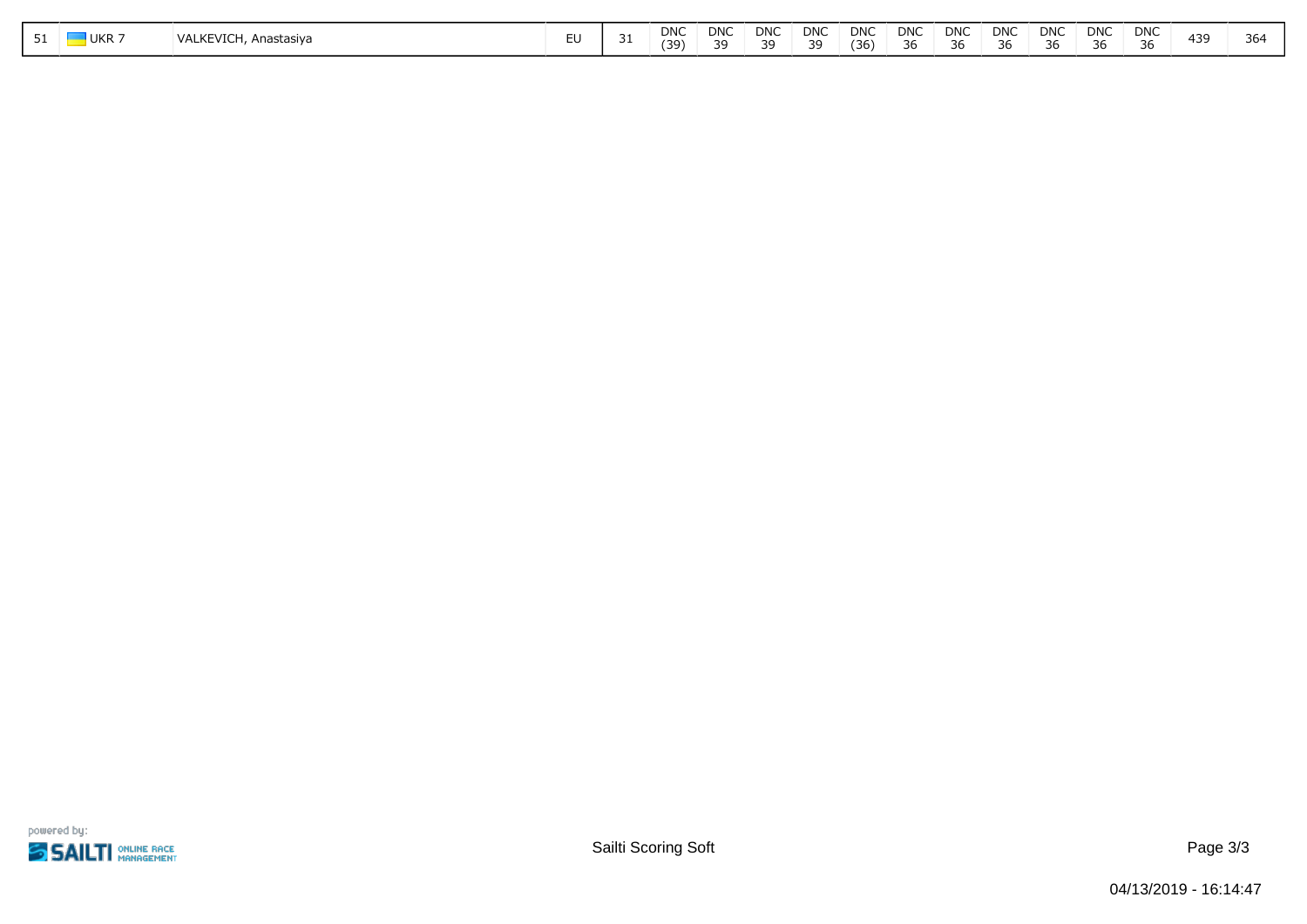| | | | | | | | | | | | | | | | | | | |
|---|---|---|---|---|---|---|---|---|---|---|---|---|---|---|---|---|---|---|
| 51 | UKR 7 | VALKEVICH, Anastasiya | EU | 31 | DNC (39) | DNC 39 | DNC 39 | DNC 39 | DNC (36) | DNC 36 | DNC 36 | DNC 36 | DNC 36 | DNC 36 | DNC 36 | 439 | 364 |

powered by: SAILTI ONLINE RACE MANAGEMENT

Sailti Scoring Soft

04/13/2019 - 16:14:47